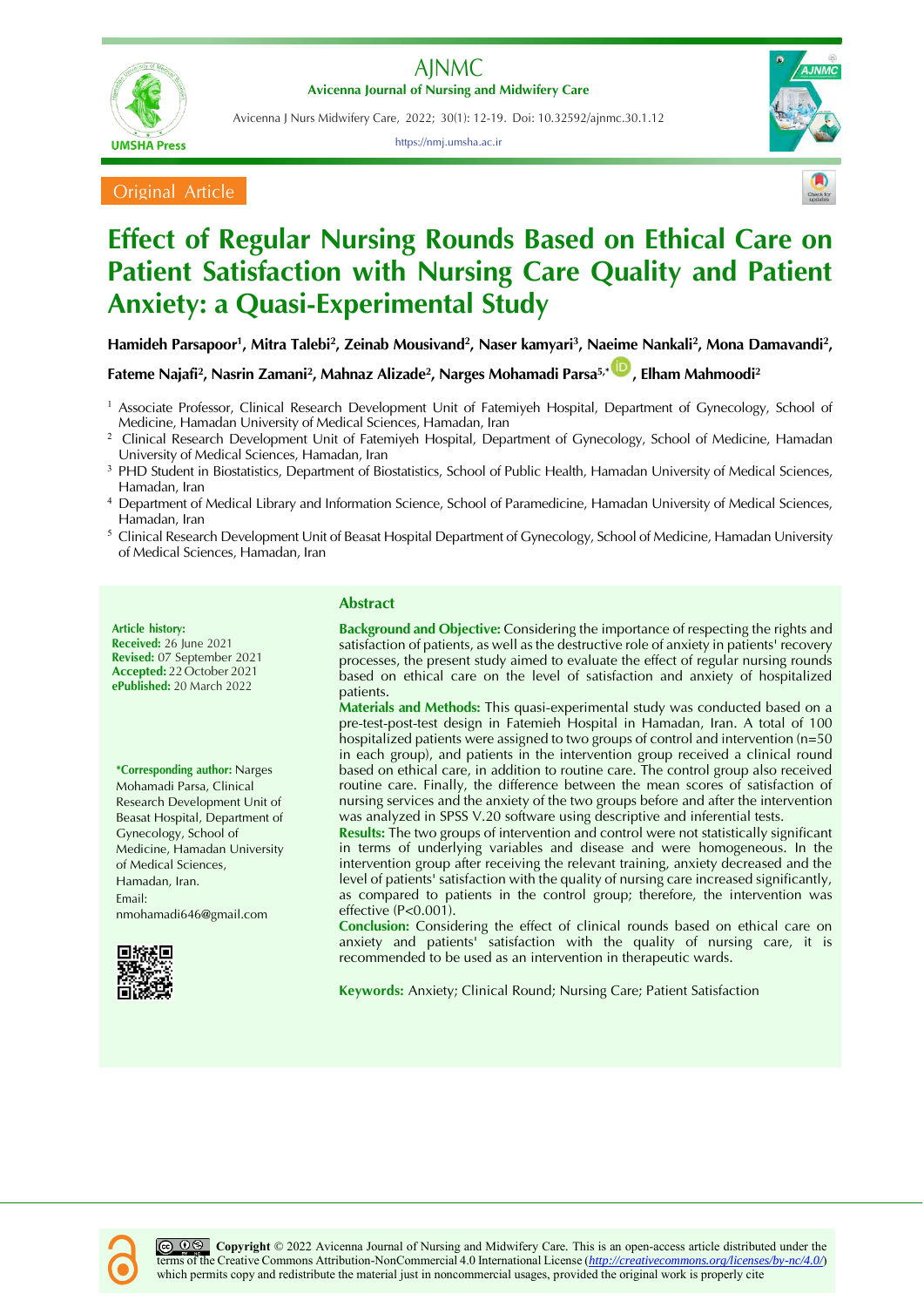Original Article

# Effect of Regular Nursing Rounds Based on Ethical Care on Patient Satisfaction with Nursing Care Quality and Patient Anxiety: a Quasi-Experimental Study

**Hamideh Parsapoor[1], Mitra Talebi[2], Zeinab Mousivand[2], Naser kamyari[3], Naeime Nankali[2], Mona Damavandi[2], Fateme Najafi[2], Nasrin Zamani[2], Mahnaz Alizade[2], Narges Mohamadi Parsa[5,*], Elham Mahmoodi[2]**

[1] Associate Professor, Clinical Research Development Unit of Fatemiyeh Hospital, Department of Gynecology, School of Medicine, Hamadan University of Medical Sciences, Hamadan, Iran

[2] Clinical Research Development Unit of Fatemiyeh Hospital, Department of Gynecology, School of Medicine, Hamadan University of Medical Sciences, Hamadan, Iran

[3] PHD Student in Biostatistics, Department of Biostatistics, School of Public Health, Hamadan University of Medical Sciences, Hamadan, Iran

[4] Department of Medical Library and Information Science, School of Paramedicine, Hamadan University of Medical Sciences, Hamadan, Iran

[5] Clinical Research Development Unit of Beasat Hospital Department of Gynecology, School of Medicine, Hamadan University of Medical Sciences, Hamadan, Iran

**Article history:**
**Received:** 26 June 2021
**Revised:** 07 September 2021
**Accepted:** 22 October 2021
**ePublished:** 20 March 2022

***Corresponding author:** Narges Mohamadi Parsa, Clinical Research Development Unit of Beasat Hospital, Department of Gynecology, School of Medicine, Hamadan University of Medical Sciences, Hamadan, Iran.
Email: nmohamadi646@gmail.com

## Abstract

**Background and Objective:** Considering the importance of respecting the rights and satisfaction of patients, as well as the destructive role of anxiety in patients' recovery processes, the present study aimed to evaluate the effect of regular nursing rounds based on ethical care on the level of satisfaction and anxiety of hospitalized patients.

**Materials and Methods:** This quasi-experimental study was conducted based on a pre-test-post-test design in Fatemieh Hospital in Hamadan, Iran. A total of 100 hospitalized patients were assigned to two groups of control and intervention (n=50 in each group), and patients in the intervention group received a clinical round based on ethical care, in addition to routine care. The control group also received routine care. Finally, the difference between the mean scores of satisfaction of nursing services and the anxiety of the two groups before and after the intervention was analyzed in SPSS V.20 software using descriptive and inferential tests.

**Results:** The two groups of intervention and control were not statistically significant in terms of underlying variables and disease and were homogeneous. In the intervention group after receiving the relevant training, anxiety decreased and the level of patients' satisfaction with the quality of nursing care increased significantly, as compared to patients in the control group; therefore, the intervention was effective ($P<0.001$).

**Conclusion:** Considering the effect of clinical rounds based on ethical care on anxiety and patients' satisfaction with the quality of nursing care, it is recommended to be used as an intervention in therapeutic wards.

**Keywords:** Anxiety; Clinical Round; Nursing Care; Patient Satisfaction

**Copyright** © 2022 Avicenna Journal of Nursing and Midwifery Care. This is an open-access article distributed under the terms of the Creative Commons Attribution-NonCommercial 4.0 International License (http://creativecommons.org/licenses/by-nc/4.0/) which permits copy and redistribute the material just in noncommercial usages, provided the original work is properly cite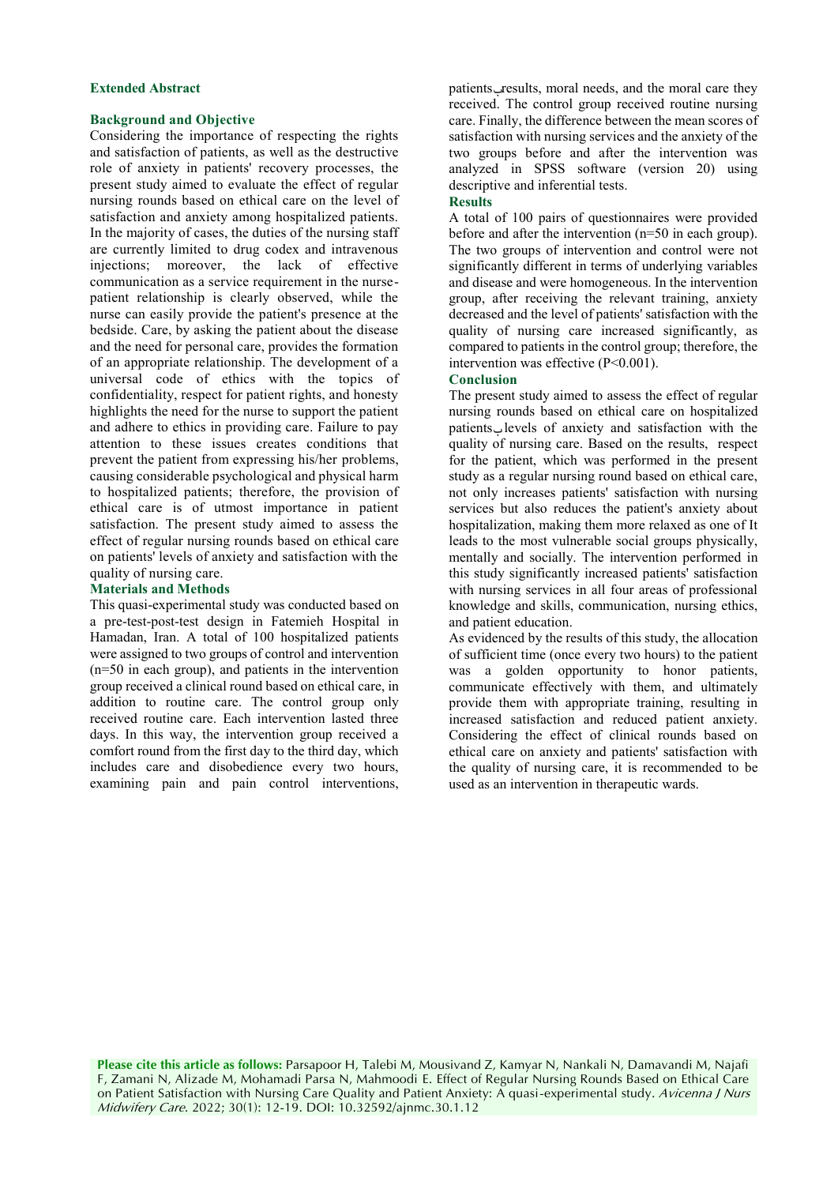## Extended Abstract

### Background and Objective

Considering the importance of respecting the rights and satisfaction of patients, as well as the destructive role of anxiety in patients' recovery processes, the present study aimed to evaluate the effect of regular nursing rounds based on ethical care on the level of satisfaction and anxiety among hospitalized patients. In the majority of cases, the duties of the nursing staff are currently limited to drug codex and intravenous injections; moreover, the lack of effective communication as a service requirement in the nurse-patient relationship is clearly observed, while the nurse can easily provide the patient's presence at the bedside. Care, by asking the patient about the disease and the need for personal care, provides the formation of an appropriate relationship. The development of a universal code of ethics with the topics of confidentiality, respect for patient rights, and honesty highlights the need for the nurse to support the patient and adhere to ethics in providing care. Failure to pay attention to these issues creates conditions that prevent the patient from expressing his/her problems, causing considerable psychological and physical harm to hospitalized patients; therefore, the provision of ethical care is of utmost importance in patient satisfaction. The present study aimed to assess the effect of regular nursing rounds based on ethical care on patients' levels of anxiety and satisfaction with the quality of nursing care.

### Materials and Methods

This quasi-experimental study was conducted based on a pre-test-post-test design in Fatemieh Hospital in Hamadan, Iran. A total of 100 hospitalized patients were assigned to two groups of control and intervention (n=50 in each group), and patients in the intervention group received a clinical round based on ethical care, in addition to routine care. The control group only received routine care. Each intervention lasted three days. In this way, the intervention group received a comfort round from the first day to the third day, which includes care and disobedience every two hours, examining pain and pain control interventions, patientsـبresults, moral needs, and the moral care they received. The control group received routine nursing care. Finally, the difference between the mean scores of satisfaction with nursing services and the anxiety of the two groups before and after the intervention was analyzed in SPSS software (version 20) using descriptive and inferential tests.

### Results

A total of 100 pairs of questionnaires were provided before and after the intervention (n=50 in each group). The two groups of intervention and control were not significantly different in terms of underlying variables and disease and were homogeneous. In the intervention group, after receiving the relevant training, anxiety decreased and the level of patients' satisfaction with the quality of nursing care increased significantly, as compared to patients in the control group; therefore, the intervention was effective ($P<0.001$).

### Conclusion

The present study aimed to assess the effect of regular nursing rounds based on ethical care on hospitalized patientsـبlevels of anxiety and satisfaction with the quality of nursing care. Based on the results, respect for the patient, which was performed in the present study as a regular nursing round based on ethical care, not only increases patients' satisfaction with nursing services but also reduces the patient's anxiety about hospitalization, making them more relaxed as one of It leads to the most vulnerable social groups physically, mentally and socially. The intervention performed in this study significantly increased patients' satisfaction with nursing services in all four areas of professional knowledge and skills, communication, nursing ethics, and patient education.

As evidenced by the results of this study, the allocation of sufficient time (once every two hours) to the patient was a golden opportunity to honor patients, communicate effectively with them, and ultimately provide them with appropriate training, resulting in increased satisfaction and reduced patient anxiety. Considering the effect of clinical rounds based on ethical care on anxiety and patients' satisfaction with the quality of nursing care, it is recommended to be used as an intervention in therapeutic wards.

**Please cite this article as follows:** Parsapoor H, Talebi M, Mousivand Z, Kamyar N, Nankali N, Damavandi M, Najafi F, Zamani N, Alizade M, Mohamadi Parsa N, Mahmoodi E. Effect of Regular Nursing Rounds Based on Ethical Care on Patient Satisfaction with Nursing Care Quality and Patient Anxiety: A quasi-experimental study. *Avicenna J Nurs Midwifery Care*. 2022; 30(1): 12-19. DOI: 10.32592/ajnmc.30.1.12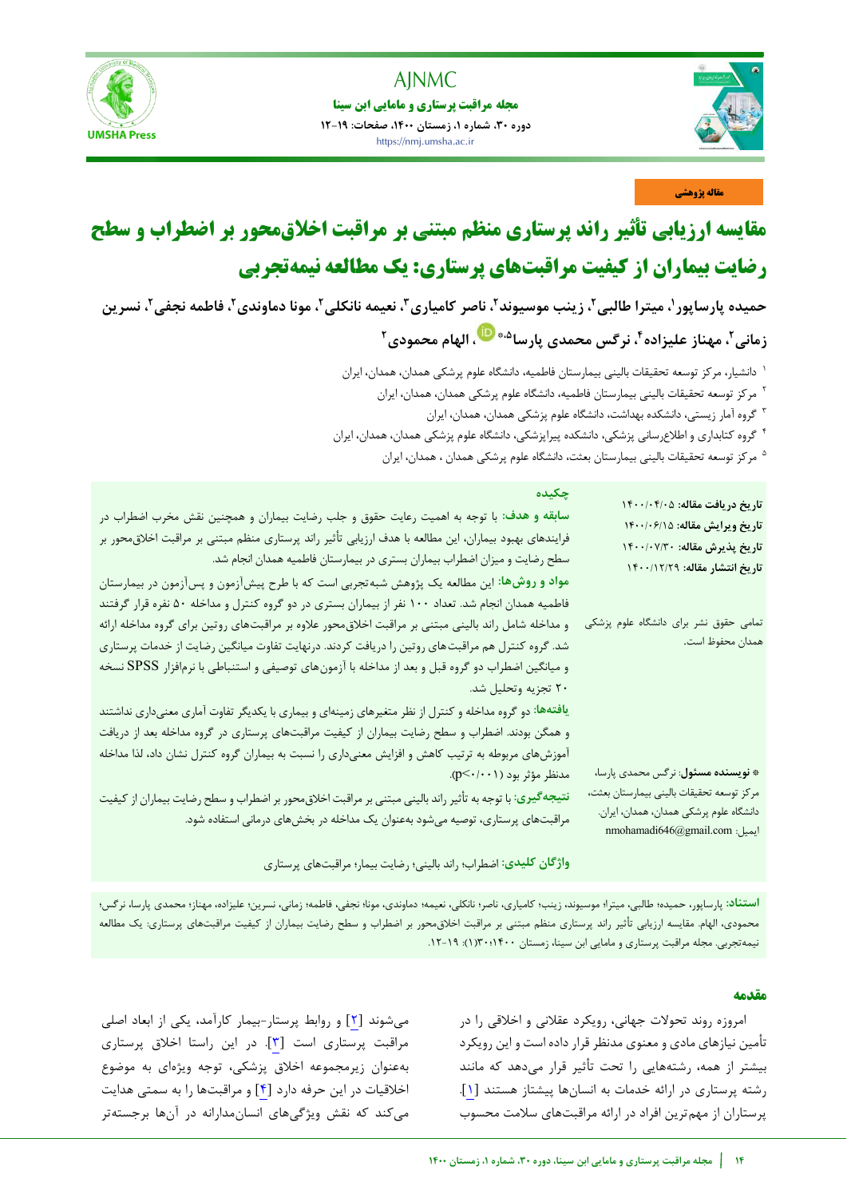مقاله پژوهشی

# مقایسه ارزیابی تأثیر راند پرستاری منظم مبتنی بر مراقبت اخلاق‌محور بر اضطراب و سطح رضایت بیماران از کیفیت مراقبت‌های پرستاری: یک مطالعه نیمه‌تجربی

**حمیده پارساپور[1]، میترا طالبی[2]، زینب موسیوند[2]، ناصر کامیاری[3]، نعیمه نانکلی[2]، مونا داوندی[2]، فاطمه نجفی[2]، نسرین زمانی[2]، مهناز علیزاده[4]، نرگس محمدی پارسا[4،5*]، الهام محمودی[2]**

[1] دانشیار، مرکز توسعه تحقیقات بالینی بیمارستان فاطمیه، دانشگاه علوم پزشکی همدان، همدان، ایران

[2] مرکز توسعه تحقیقات بالینی بیمارستان فاطمیه، دانشگاه علوم پزشکی همدان، همدان، ایران

[3] گروه آمار زیستی، دانشکده بهداشت، دانشگاه علوم پزشکی همدان، همدان، ایران

[4] گروه کتابداری و اطلاع‌رسانی پزشکی، دانشکده پیراپزشکی، دانشگاه علوم پزشکی همدان، همدان، ایران

[5] مرکز توسعه تحقیقات بالینی بیمارستان بعثت، دانشگاه علوم پزشکی همدان ، همدان، ایران

**تاریخ دریافت مقاله:** ۱۴۰۰/۰۴/۰۵
**تاریخ ویرایش مقاله:** ۱۴۰۰/۰۶/۱۵
**تاریخ پذیرش مقاله:** ۱۴۰۰/۰۷/۳۰
**تاریخ انتشار مقاله:** ۱۴۰۰/۱۲/۲۹

تمامی حقوق نشر برای دانشگاه علوم پزشکی همدان محفوظ است.

**\* نویسنده مسئول:** نرگس محمدی پارسا، مرکز توسعه تحقیقات بالینی بیمارستان بعثت، دانشگاه علوم پزشکی همدان، همدان، ایران.
ایمیل: nmohamadi646@gmail.com

## چکیده

**سابقه و هدف:** با توجه به اهمیت رعایت حقوق و جلب رضایت بیماران و همچنین نقش مخرب اضطراب در فرایندهای بهبود بیماران، این مطالعه با هدف ارزیابی تأثیر راند پرستاری منظم مبتنی بر مراقبت اخلاق‌محور بر سطح رضایت و میزان اضطراب بیماران بستری در بیمارستان فاطمیه همدان انجام شد.

**مواد و روش‌ها:** این مطالعه یک پژوهش شبه‌تجربی است که با طرح پیش‌آزمون و پس‌آزمون در بیمارستان فاطمیه همدان انجام شد. تعداد ۱۰۰ نفر از بیماران بستری در دو گروه کنترل و مداخله ۵۰ نفره قرار گرفتند و مداخله شامل راند بالینی مبتنی بر مراقبت اخلاق‌محور علاوه بر مراقبت‌های روتین برای گروه مداخله ارائه شد. گروه کنترل هم مراقبت‌های روتین را دریافت کردند. درنهایت تفاوت میانگین رضایت از خدمات پرستاری و میانگین اضطراب دو گروه قبل و بعد از مداخله با آزمون‌های توصیفی و استنباطی با نرم‌افزار SPSS نسخه ۲۰ تجزیه وتحلیل شد.

**یافته‌ها:** دو گروه مداخله و کنترل از نظر متغیرهای زمینه‌ای و بیماری با یکدیگر تفاوت آماری معنی‌داری نداشتند و همگن بودند. اضطراب و سطح رضایت بیماران از کیفیت مراقبت‌های پرستاری در گروه مداخله بعد از دریافت آموزش‌های مربوطه به ترتیب کاهش و افزایش معنی‌داری را نسبت به بیماران گروه کنترل نشان داد، لذا مداخله مدنظر مؤثر بود ($p<0/001$).

**نتیجه‌گیری:** با توجه به تأثیر راند بالینی مبتنی بر مراقبت اخلاق‌محور بر اضطراب و سطح رضایت بیماران از کیفیت مراقبت‌های پرستاری، توصیه می‌شود به‌عنوان یک مداخله در بخش‌های درمانی استفاده شود.

**واژگان کلیدی:** اضطراب؛ راند بالینی؛ رضایت بیمار؛ مراقبت‌های پرستاری

**استناد:** پارساپور، حمیده؛ طالبی، میترا؛ موسیوند، زینب؛ کامیاری، ناصر؛ نانکلی، نعیمه؛ داوندی، مونا؛ نجفی، فاطمه؛ زمانی، نسرین؛ علیزاده، مهناز؛ محمدی پارسا، نرگس؛ محمودی، الهام. مقایسه ارزیابی تأثیر راند پرستاری منظم مبتنی بر مراقبت اخلاق‌محور بر اضطراب و سطح رضایت بیماران از کیفیت مراقبت‌های پرستاری: یک مطالعه نیمه‌تجربی. مجله مراقبت پرستاری و مامایی ابن سینا، زمستان ۱۴۰۰؛۳۰(۱): ۱۹-۱۲.

## مقدمه

امروزه روند تحولات جهانی، رویکرد عقلانی و اخلاقی را در تأمین نیازهای مادی و معنوی مدنظر قرار داده است و این رویکرد بیشتر از همه، رشته‌هایی را تحت تأثیر قرار می‌دهد که مانند رشته پرستاری در ارائه خدمات به انسان‌ها پیشتاز هستند [۱]. پرستاران از مهم‌ترین افراد در ارائه مراقبت‌های سلامت محسوب می‌شوند [۲] و روابط پرستار-بیمار کارآمد، یکی از ابعاد اصلی مراقبت پرستاری است [۳]. در این راستا اخلاق پرستاری به‌عنوان زیرمجموعه اخلاق پزشکی، توجه ویژه‌ای به موضوع اخلاقیات در این حرفه دارد [۴] و مراقبت‌ها را به سمتی هدایت می‌کند که نقش ویژگی‌های انسان‌مدارانه در آن‌ها برجسته‌تر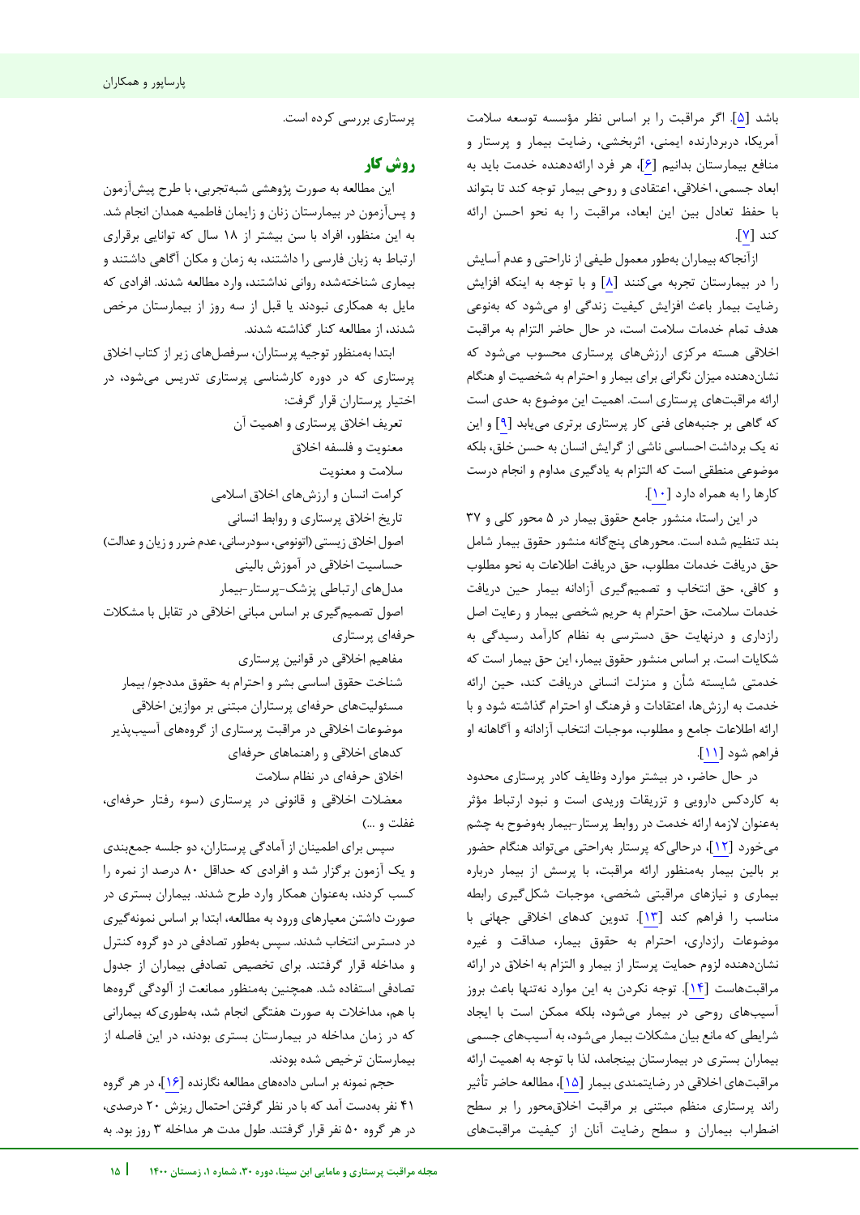باشد [۵]. اگر مراقبت را بر اساس نظر مؤسسه توسعه سلامت آمریکا، دربردارنده ایمنی، اثربخشی، رضایت بیمار و پرستار و منافع بیمارستان بدانیم [۶]، هر فرد ارائه‌دهنده خدمت باید به ابعاد جسمی، اخلاقی، اعتقادی و روحی بیمار توجه کند تا بتواند با حفظ تعادل بین این ابعاد، مراقبت را به نحو احسن ارائه کند [۷].

ازآنجاکه بیماران به‌طور معمول طیفی از ناراحتی و عدم آسایش را در بیمارستان تجربه می‌کنند [۸] و با توجه به اینکه افزایش رضایت بیمار باعث افزایش کیفیت زندگی او می‌شود که به‌نوعی هدف تمام خدمات سلامت است، در حال حاضر التزام به مراقبت اخلاقی هسته مرکزی ارزش‌های پرستاری محسوب می‌شود که نشان‌دهنده میزان نگرانی برای بیمار و احترام به شخصیت او هنگام ارائه مراقبت‌های پرستاری است. اهمیت این موضوع به حدی است که گاهی بر جنبه‌های فنی کار پرستاری برتری می‌یابد [۹] و این نه یک برداشت احساسی ناشی از گرایش انسان به حسن خلق، بلکه موضوعی منطقی است که التزام به یادگیری مداوم و انجام درست کارها را به همراه دارد [۱۰].

در این راستا، منشور جامع حقوق بیمار در ۵ محور کلی و ۳۷ بند تنظیم شده است. محورهای پنج‌گانه منشور حقوق بیمار شامل حق دریافت خدمات مطلوب، حق دریافت اطلاعات به نحو مطلوب و کافی، حق انتخاب و تصمیم‌گیری آزادانه بیمار حین دریافت خدمات سلامت، حق احترام به حریم شخصی بیمار و رعایت اصل رازداری و درنهایت حق دسترسی به نظام کارآمد رسیدگی به شکایات است. بر اساس منشور حقوق بیمار، این حق بیمار است که خدمتی شایسته شأن و منزلت انسانی دریافت کند، حین ارائه خدمت به ارزش‌ها، اعتقادات و فرهنگ او احترام گذاشته شود و با ارائه اطلاعات جامع و مطلوب، موجبات انتخاب آزادانه و آگاهانه او فراهم شود [۱۱].

در حال حاضر، در بیشتر موارد وظایف کادر پرستاری محدود به کاردکس دارویی و تزریقات وریدی است و نبود ارتباط مؤثر به‌عنوان لازمه ارائه خدمت در روابط پرستار-بیمار به‌وضوح به چشم می‌خورد [۱۲]، درحالی‌که پرستار به‌راحتی می‌تواند هنگام حضور بر بالین بیمار به‌منظور ارائه مراقبت، با پرسش از بیمار درباره بیماری و نیازهای مراقبتی شخصی، موجبات شکل‌گیری رابطه مناسب را فراهم کند [۱۳]. تدوین کدهای اخلاقی جهانی با موضوعات رازداری، احترام به حقوق بیمار، صداقت و غیره نشان‌دهنده لزوم حمایت پرستار از بیمار و التزام به اخلاق در ارائه مراقبت‌هاست [۱۴]. توجه نکردن به این موارد نه‌تنها باعث بروز آسیب‌های روحی در بیمار می‌شود، بلکه ممکن است با ایجاد شرایطی که مانع بیان مشکلات بیمار می‌شود، به آسیب‌های جسمی بیماران بستری در بیمارستان بینجامد، لذا با توجه به اهمیت ارائه مراقبت‌های اخلاقی در رضایتمندی بیمار [۱۵]، مطالعه حاضر تأثیر راند پرستاری منظم مبتنی بر مراقبت اخلاق‌محور را بر سطح اضطراب بیماران و سطح رضایت آنان از کیفیت مراقبت‌های پرستاری بررسی کرده است.

## روش کار

این مطالعه به صورت پژوهشی شبه‌تجربی، با طرح پیش‌آزمون و پس‌آزمون در بیمارستان زنان و زایمان فاطمیه همدان انجام شد. به این منظور، افراد با سن بیشتر از ۱۸ سال که توانایی برقراری ارتباط به زبان فارسی را داشتند، به زمان و مکان آگاهی داشتند و بیماری شناخته‌شده روانی نداشتند، وارد مطالعه شدند. افرادی که مایل به همکاری نبودند یا قبل از سه روز از بیمارستان مرخص شدند، از مطالعه کنار گذاشته شدند.

ابتدا به‌منظور توجیه پرستاران، سرفصل‌های زیر از کتاب اخلاق پرستاری که در دوره کارشناسی پرستاری تدریس می‌شود، در اختیار پرستاران قرار گرفت:

- تعریف اخلاق پرستاری و اهمیت آن
- معنویت و فلسفه اخلاق
- سلامت و معنویت
- کرامت انسان و ارزش‌های اخلاق اسلامی
- تاریخ اخلاق پرستاری و روابط انسانی
- اصول اخلاق زیستی (اتونومی، سودرسانی، عدم ضرر و زیان و عدالت)
- حساسیت اخلاقی در آموزش بالینی
- مدل‌های ارتباطی پزشک-پرستار-بیمار
- اصول تصمیم‌گیری بر اساس مبانی اخلاقی در تقابل با مشکلات حرفه‌ای پرستاری
- مفاهیم اخلاقی در قوانین پرستاری
- شناخت حقوق اساسی بشر و احترام به حقوق مددجو/ بیمار
- مسئولیت‌های حرفه‌ای پرستاران مبتنی بر موازین اخلاقی
- موضوعات اخلاقی در مراقبت پرستاری از گروه‌های آسیب‌پذیر
- کدهای اخلاقی و راهنماهای حرفه‌ای
- اخلاق حرفه‌ای در نظام سلامت
- معضلات اخلاقی و قانونی در پرستاری (سوء رفتار حرفه‌ای، غفلت و ...)

سپس برای اطمینان از آمادگی پرستاران، دو جلسه جمع‌بندی و یک آزمون برگزار شد و افرادی که حداقل ۸۰ درصد از نمره را کسب کردند، به‌عنوان همکار وارد طرح شدند. بیماران بستری در صورت داشتن معیارهای ورود به مطالعه، ابتدا بر اساس نمونه‌گیری در دسترس انتخاب شدند. سپس به‌طور تصادفی در دو گروه کنترل و مداخله قرار گرفتند. برای تخصیص تصادفی بیماران از جدول تصادفی استفاده شد. همچنین به‌منظور ممانعت از آلودگی گروه‌ها با هم، مداخلات به صورت هفتگی انجام شد، به‌طوری‌که بیمارانی که در زمان مداخله در بیمارستان بستری بودند، در این فاصله از بیمارستان ترخیص شده بودند.

حجم نمونه بر اساس داده‌های مطالعه نگارنده [۱۶]، در هر گروه ۴۱ نفر به‌دست آمد که با در نظر گرفتن احتمال ریزش ۲۰ درصدی، در هر گروه ۵۰ نفر قرار گرفتند. طول مدت هر مداخله ۳ روز بود. به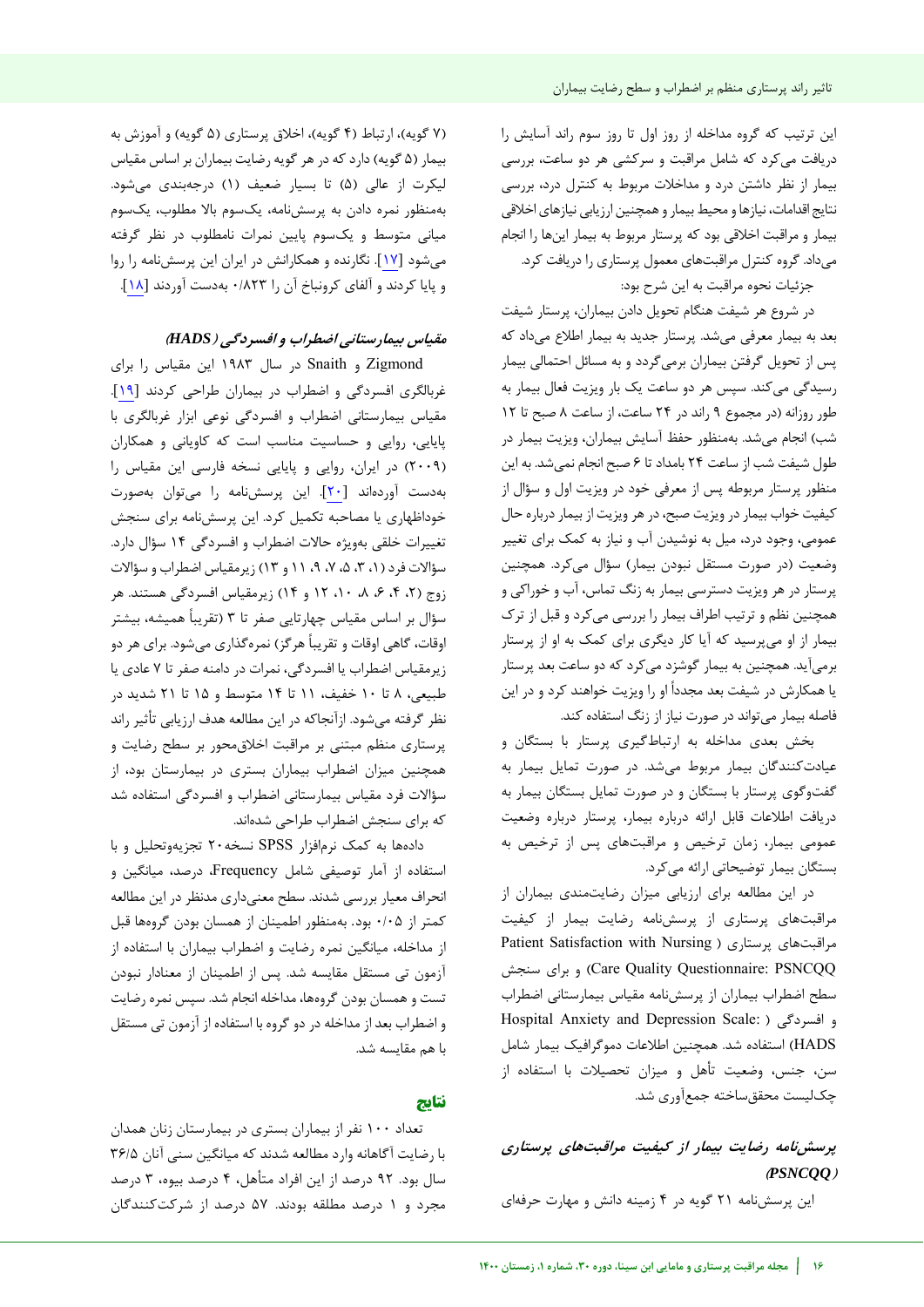این ترتیب که گروه مداخله از روز اول تا روز سوم راند آسایش را دریافت می‌کرد که شامل مراقبت و سرکشی هر دو ساعت، بررسی بیمار از نظر داشتن درد و مداخلات مربوط به کنترل درد، بررسی نتایج اقدامات، نیازها و محیط بیمار و همچنین ارزیابی نیازهای اخلاقی بیمار و مراقبت اخلاقی بود که پرستار مربوط به بیمار این‌ها را انجام می‌داد. گروه کنترل مراقبت‌های معمول پرستاری را دریافت کرد.

جزئیات نحوه مراقبت به این شرح بود:

در شروع هر شیفت هنگام تحویل دادن بیماران، پرستار شیفت بعد به بیمار معرفی می‌شد. پرستار جدید به بیمار اطلاع می‌داد که پس از تحویل گرفتن بیماران برمی‌گردد و به مسائل احتمالی بیمار رسیدگی می‌کند. سپس هر دو ساعت یک بار ویزیت فعال بیمار به طور روزانه (در مجموع ۹ راند در ۲۴ ساعت، از ساعت ۸ صبح تا ۱۲ شب) انجام می‌شد. به‌منظور حفظ آسایش بیماران، ویزیت بیمار در طول شیفت شب از ساعت ۲۴ بامداد تا ۶ صبح انجام نمی‌شد. به این منظور پرستار مربوطه پس از معرفی خود در ویزیت اول و سؤال از کیفیت خواب بیمار در ویزیت صبح، در هر ویزیت از بیمار درباره حال عمومی، وجود درد، میل به نوشیدن آب و نیاز به کمک برای تغییر وضعیت (در صورت مستقل نبودن بیمار) سؤال می‌کرد. همچنین پرستار در هر ویزیت دسترسی بیمار به زنگ تماس، آب و خوراکی و همچنین نظم و ترتیب اطراف بیمار را بررسی می‌کرد و قبل از ترک بیمار از او می‌پرسید که آیا کار دیگری برای کمک به او از پرستار برمی‌آید. همچنین به بیمار گوشزد می‌کرد که دو ساعت بعد پرستار یا همکارش در شیفت بعد مجدداً او را ویزیت خواهند کرد و در این فاصله بیمار می‌تواند در صورت نیاز از زنگ استفاده کند.

بخش بعدی مداخله به ارتباط‌گیری پرستار با بستگان و عیادت‌کنندگان بیمار مربوط می‌شد. در صورت تمایل بیمار به گفت‌وگوی پرستار با بستگان و در صورت تمایل بستگان بیمار به دریافت اطلاعات قابل ارائه درباره بیمار، پرستار درباره وضعیت عمومی بیمار، زمان ترخیص و مراقبت‌های پس از ترخیص به بستگان بیمار توضیحاتی ارائه می‌کرد.

در این مطالعه برای ارزیابی میزان رضایت‌مندی بیماران از مراقبت‌های پرستاری از پرسش‌نامه رضایت بیمار از کیفیت مراقبت‌های پرستاری ( Patient Satisfaction with Nursing Care Quality Questionnaire: PSNCQQ) و برای سنجش سطح اضطراب بیماران از پرسش‌نامه مقیاس بیمارستانی اضطراب و افسردگی ( Hospital Anxiety and Depression Scale: HADS) استفاده شد. همچنین اطلاعات دموگرافیک بیمار شامل سن، جنس، وضعیت تأهل و میزان تحصیلات با استفاده از چک‌لیست محقق‌ساخته جمع‌آوری شد.

### پرسش‌نامه رضایت بیمار از کیفیت مراقبت‌های پرستاری (PSNCQQ)

این پرسش‌نامه ۲۱ گویه در ۴ زمینه دانش و مهارت حرفه‌ای (۷ گویه)، ارتباط (۴ گویه)، اخلاق پرستاری (۵ گویه) و آموزش به بیمار (۵ گویه) دارد که در هر گویه رضایت بیماران بر اساس مقیاس لیکرت از عالی (۵) تا بسیار ضعیف (۱) درجه‌بندی می‌شود. به‌منظور نمره دادن به پرسش‌نامه، یک‌سوم بالا مطلوب، یک‌سوم میانی متوسط و یک‌سوم پایین نمرات نامطلوب در نظر گرفته می‌شود [۱۷]. نگارنده و همکارانش در ایران این پرسش‌نامه را روا و پایا کردند و آلفای کرونباخ آن را ۰/۸۲۳ به‌دست آوردند [۱۸].

### مقیاس بیمارستانی اضطراب و افسردگی (HADS)

Zigmond و Snaith در سال ۱۹۸۳ این مقیاس را برای غربالگری افسردگی و اضطراب در بیماران طراحی کردند [۱۹]. مقیاس بیمارستانی اضطراب و افسردگی نوعی ابزار غربالگری با پایایی، روایی و حساسیت مناسب است که کاویانی و همکاران (۲۰۰۹) در ایران، روایی و پایایی نسخه فارسی این مقیاس را به‌دست آورده‌اند [۲۰]. این پرسش‌نامه را می‌توان به‌صورت خوداظهاری یا مصاحبه تکمیل کرد. این پرسش‌نامه برای سنجش تغییرات خلقی به‌ویژه حالات اضطراب و افسردگی ۱۴ سؤال دارد. سؤالات فرد (۱، ۳، ۵، ۷، ۹، ۱۱ و ۱۳) زیرمقیاس اضطراب و سؤالات زوج (۲، ۴، ۶، ۸، ۱۰، ۱۲ و ۱۴) زیرمقیاس افسردگی هستند. هر سؤال بر اساس مقیاس چهارتایی صفر تا ۳ (تقریباً همیشه، بیشتر اوقات، گاهی اوقات و تقریباً هرگز) نمره‌گذاری می‌شود. برای هر دو زیرمقیاس اضطراب یا افسردگی، نمرات در دامنه صفر تا ۷ عادی یا طبیعی، ۸ تا ۱۰ خفیف، ۱۱ تا ۱۴ متوسط و ۱۵ تا ۲۱ شدید در نظر گرفته می‌شود. ازآنجاکه در این مطالعه هدف ارزیابی تأثیر راند پرستاری منظم مبتنی بر مراقبت اخلاق‌محور بر سطح رضایت و همچنین میزان اضطراب بیماران بستری در بیمارستان بود، از سؤالات فرد مقیاس بیمارستانی اضطراب و افسردگی استفاده شد که برای سنجش اضطراب طراحی شده‌اند.

داده‌ها به کمک نرم‌افزار SPSS نسخه ۲۰ تجزیه‌وتحلیل و با استفاده از آمار توصیفی شامل Frequency، درصد، میانگین و انحراف معیار بررسی شدند. سطح معنی‌داری مدنظر در این مطالعه کمتر از ۰/۰۵ بود. به‌منظور اطمینان از همسان بودن گروه‌ها قبل از مداخله، میانگین نمره رضایت و اضطراب بیماران با استفاده از آزمون تی مستقل مقایسه شد. پس از اطمینان از معنادار نبودن تست و همسان بودن گروه‌ها، مداخله انجام شد. سپس نمره رضایت و اضطراب بعد از مداخله در دو گروه با استفاده از آزمون تی مستقل با هم مقایسه شد.

## نتایج

تعداد ۱۰۰ نفر از بیماران بستری در بیمارستان زنان همدان با رضایت آگاهانه وارد مطالعه شدند که میانگین سنی آنان ۳۶/۵ سال بود. ۹۲ درصد از این افراد متأهل، ۴ درصد بیوه، ۳ درصد مجرد و ۱ درصد مطلقه بودند. ۵۷ درصد از شرکت‌کنندگان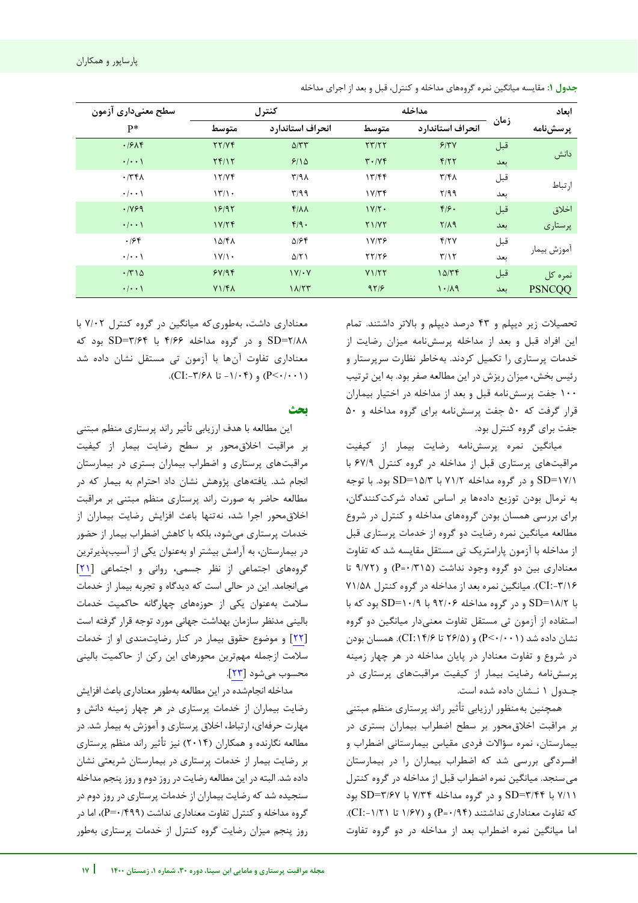**جدول ۱:** مقایسه میانگین نمره گروه‌های مداخله و کنترل، قبل و بعد از اجرای مداخله

| ابعاد پرسش‌نامه | زمان | مداخله | | کنترل | | سطح معنی‌داری آزمون |
|---|---|---|---|---|---|---|
| | | انحراف استاندارد | متوسط | انحراف استاندارد | متوسط | P* |
| دانش | قبل | ۶/۳۷ | ۲۳/۲۲ | ۵/۳۳ | ۲۲/۷۴ | ۰/۶۸۴ |
| | بعد | ۴/۲۲ | ۳۰/۷۴ | ۶/۱۵ | ۲۴/۱۲ | ۰/۰۰۱ |
| ارتباط | قبل | ۳/۴۸ | ۱۳/۴۴ | ۳/۹۸ | ۱۲/۷۴ | ۰/۳۴۸ |
| | بعد | ۲/۹۹ | ۱۷/۳۴ | ۳/۹۹ | ۱۳/۱۰ | ۰/۰۰۱ |
| اخلاق پرستاری | قبل | ۴/۶۰ | ۱۷/۲۰ | ۴/۸۸ | ۱۶/۹۲ | ۰/۷۶۹ |
| | بعد | ۲/۸۹ | ۲۱/۷۲ | ۴/۹۰ | ۱۷/۲۴ | ۰/۰۰۱ |
| آموزش بیمار | قبل | ۴/۲۷ | ۱۷/۳۶ | ۵/۶۴ | ۱۵/۴۸ | ۰/۶۴ |
| | بعد | ۳/۱۲ | ۲۲/۲۶ | ۵/۲۱ | ۱۷/۱۰ | ۰/۰۰۱ |
| نمره کل PSNCQQ | قبل | ۱۵/۳۴ | ۷۱/۲۲ | ۱۷/۰۷ | ۶۷/۹۴ | ۰/۳۱۵ |
| | بعد | ۱۰/۸۹ | ۹۲/۶ | ۱۸/۲۳ | ۷۱/۴۸ | ۰/۰۰۱ |

تحصیلات زیر دیپلم و ۴۳ درصد دیپلم و بالاتر داشتند. تمام این افراد قبل و بعد از مداخله پرسش‌نامه میزان رضایت از خدمات پرستاری را تکمیل کردند. به‌خاطر نظارت سرپرستار و رئیس بخش، میزان ریزش در این مطالعه صفر بود. به این ترتیب ۱۰۰ جفت پرسش‌نامه قبل و بعد از مداخله در اختیار بیماران قرار گرفت که ۵۰ جفت پرسش‌نامه برای گروه مداخله و ۵۰ جفت برای گروه کنترل بود.

میانگین نمره پرسش‌نامه رضایت بیمار از کیفیت مراقبت‌های پرستاری قبل از مداخله در گروه کنترل ۶۷/۹ با SD=۱۷/۱ و در گروه مداخله ۷۱/۲ با SD=۱۵/۳ بود. با توجه به نرمال بودن توزیع داده‌ها بر اساس تعداد شرکت‌کنندگان، برای بررسی همسان بودن گروه‌های مداخله و کنترل در شروع مطالعه میانگین نمره رضایت دو گروه از خدمات پرستاری قبل از مداخله با آزمون پارامتریک تی مستقل مقایسه شد که تفاوت معناداری بین دو گروه وجود نداشت (P=۰/۳۱۵) و (۹/۷۲ تا CI:-۳/۱۶). میانگین نمره بعد از مداخله در گروه کنترل ۷۱/۵۸ با SD=۱۸/۲ و در گروه مداخله ۹۲/۰۶ با SD=۱۰/۹ بود که با استفاده از آزمون تی مستقل تفاوت معنی‌دار میانگین دو گروه نشان داده شد (P<۰/۰۰۱) و (۲۶/۵ تا CI:۱۴/۶). همسان بودن در شروع و تفاوت معنادار در پایان مداخله در هر چهار زمینه پرسش‌نامه رضایت بیمار از کیفیت مراقبت‌های پرستاری در جـدول ۱ نـشان داده شده است.

همچنین به‌منظور ارزیابی تأثیر راند پرستاری منظم مبتنی بر مراقبت اخلاق‌محور بر سطح اضطراب بیماران بستری در بیمارستان، نمره سؤالات فردی مقیاس بیمارستانی اضطراب و افسردگی بررسی شد که اضطراب بیماران را در بیمارستان می‌سنجد. میانگین نمره اضطراب قبل از مداخله در گروه کنترل ۷/۱۱ با SD=۳/۴۴ و در گروه مداخله ۷/۳۴ با SD=۳/۶۷ بود که تفاوت معناداری نداشتند (P=۰/۹۴) و (۱/۶۷ تا CI:-۱/۲۱). اما میانگین نمره اضطراب بعد از مداخله در دو گروه تفاوت معناداری داشت، به‌طوری‌که میانگین در گروه کنترل ۷/۰۲ با SD=۲/۸۸ و در گروه مداخله ۴/۶۶ با SD=۳/۶۴ بود که معناداری تفاوت آن‌ها با آزمون تی مستقل نشان داده شد (P<۰/۰۰۱) و (۱/۰۴- تا CI:-۳/۶۸).

## بحث

این مطالعه با هدف ارزیابی تأثیر راند پرستاری منظم مبتنی بر مراقبت اخلاق‌محور بر سطح رضایت بیمار از کیفیت مراقبت‌های پرستاری و اضطراب بیماران بستری در بیمارستان انجام شد. یافته‌های پژوهش نشان داد احترام به بیمار که در مطالعه حاضر به صورت راند پرستاری منظم مبتنی بر مراقبت اخلاق‌محور اجرا شد، نه‌تنها باعث افزایش رضایت بیماران از خدمات پرستاری می‌شود، بلکه با کاهش اضطراب بیمار از حضور در بیمارستان، به آرامش بیشتر او به‌عنوان یکی از آسیب‌پذیرترین گروه‌های اجتماعی از نظر جسمی، روانی و اجتماعی [۲۱] می‌انجامد. این در حالی است که دیدگاه و تجربه بیمار از خدمات سلامت به‌عنوان یکی از حوزه‌های چهارگانه حاکمیت خدمات بالینی مدنظر سازمان بهداشت جهانی مورد توجه قرار گرفته است [۲۲] و موضوع حقوق بیمار در کنار رضایت‌مندی او از خدمات سلامت ازجمله مهم‌ترین محورهای این رکن از حاکمیت بالینی محسوب می‌شود [۲۳].

مداخله انجام‌شده در این مطالعه به‌طور معناداری باعث افزایش رضایت بیماران از خدمات پرستاری در هر چهار زمینه دانش و مهارت حرفه‌ای، ارتباط، اخلاق پرستاری و آموزش به بیمار شد. در مطالعه نگارنده و همکاران (۲۰۱۴) نیز تأثیر راند منظم پرستاری بر رضایت بیمار از خدمات پرستاری در بیمارستان شریعتی نشان داده شد. البته در این مطالعه رضایت در روز دوم و روز پنجم مداخله سنجیده شد که رضایت بیماران از خدمات پرستاری در روز دوم در گروه مداخله و کنترل تفاوت معناداری نداشت (P=۰/۴۹۹)، اما در روز پنجم میزان رضایت گروه کنترل از خدمات پرستاری به‌طور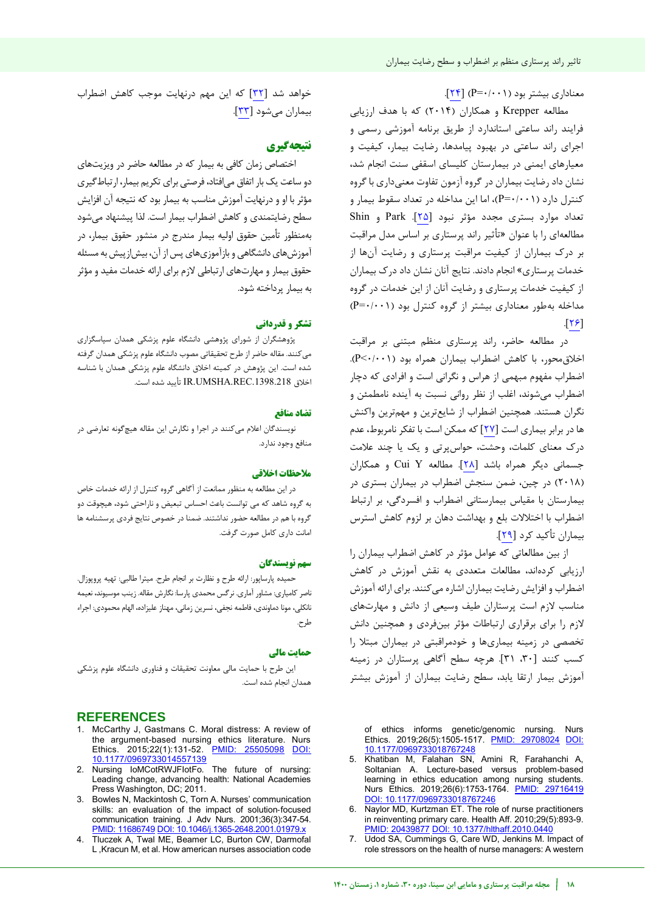معناداری بیشتر بود (P=۰/۰۰۱) [۲۴].

مطالعه Krepper و همکاران (۲۰۱۴) که با هدف ارزیابی فرایند راند ساعتی استاندارد از طریق برنامه آموزشی رسمی و اجرای راند ساعتی در بهبود پیامدها، رضایت بیمار، کیفیت و معیارهای ایمنی در بیمارستان کلیسای اسقفی سنت انجام شد، نشان داد رضایت بیماران در گروه آزمون تفاوت معنی‌داری با گروه کنترل دارد (P=۰/۰۰۱)، اما این مداخله در تعداد سقوط بیمار و تعداد موارد بستری مجدد مؤثر نبود [۲۵]. Park و Shin مطالعه‌ای را با عنوان «تأثیر راند پرستاری بر اساس مدل مراقبت بر درک بیماران از کیفیت مراقبت پرستاری و رضایت آن‌ها از خدمات پرستاری» انجام دادند. نتایج آنان نشان داد درک بیماران از کیفیت خدمات پرستاری و رضایت آنان از این خدمات در گروه مداخله به‌طور معناداری بیشتر از گروه کنترل بود (P=۰/۰۰۱) [۲۶].

در مطالعه حاضر، راند پرستاری منظم مبتنی بر مراقبت اخلاق‌محور، با کاهش اضطراب بیماران همراه بود (P<۰/۰۰۱). اضطراب مفهوم مبهمی از هراس و نگرانی است و افرادی که دچار اضطراب می‌شوند، اغلب از نظر روانی نسبت به آینده نامطمئن و نگران هستند. همچنین اضطراب از شایع‌ترین و مهم‌ترین واکنش ها در برابر بیماری است [۲۷] که ممکن است با تفکر نامربوط، عدم درک معنای کلمات، وحشت، حواس‌پرتی و یک یا چند علامت جسمانی دیگر همراه باشد [۲۸]. مطالعه Cui Y و همکاران (۲۰۱۸) در چین، ضمن سنجش اضطراب در بیماران بستری در بیمارستان با مقیاس بیمارستانی اضطراب و افسردگی، بر ارتباط اضطراب با اختلالات بلع و بهداشت دهان بر لزوم کاهش استرس بیماران تأکید کرد [۲۹].

از بین مطالعاتی که عوامل مؤثر در کاهش اضطراب بیماران را ارزیابی کرده‌اند، مطالعات متعددی به نقش آموزش در کاهش اضطراب و افزایش رضایت بیماران اشاره می‌کنند. برای ارائه آموزش مناسب لازم است پرستاران طیف وسیعی از دانش و مهارت‌های لازم را برای برقراری ارتباطات مؤثر بین‌فردی و همچنین دانش تخصصی در زمینه بیماری‌ها و خودمراقبتی در بیماران مبتلا را کسب کنند [۳۰، ۳۱]. هرچه سطح آگاهی پرستاران در زمینه آموزش بیمار ارتقا یابد، سطح رضایت بیماران از آموزش بیشتر خواهد شد [۳۲] که این مهم درنهایت موجب کاهش اضطراب بیماران می‌شود [۳۳].

## نتیجه‌گیری

اختصاص زمان کافی به بیمار که در مطالعه حاضر در ویزیت‌های دو ساعت یک بار اتفاق می‌افتاد، فرصتی برای تکریم بیمار، ارتباط‌گیری مؤثر با او و درنهایت آموزش مناسب به بیمار بود که نتیجه آن افزایش سطح رضایتمندی و کاهش اضطراب بیمار است. لذا پیشنهاد می‌شود به‌منظور تأمین حقوق اولیه بیمار مندرج در منشور حقوق بیمار، در آموزش‌های دانشگاهی و بازآموزی‌های پس از آن، بیش‌ازپیش به مسئله حقوق بیمار و مهارت‌های ارتباطی لازم برای ارائه خدمات مفید و مؤثر به بیمار پرداخته شود.

## تشکر و قدردانی

پژوهشگران از شورای پژوهشی دانشگاه علوم پزشکی همدان سپاسگزاری می‌کنند. مقاله حاضر از طرح تحقیقاتی مصوب دانشگاه علوم پزشکی همدان گرفته شده است. این پژوهش در کمیته اخلاق دانشگاه علوم پزشکی همدان با شناسه اخلاق IR.UMSHA.REC.1398.218 تأیید شده است.

## تضاد منافع

نویسندگان اعلام می‌کنند در اجرا و نگارش این مقاله هیچ‌گونه تعارضی در منافع وجود ندارد.

## ملاحظات اخلاقی

در این مطالعه به منظور ممانعت از آگاهی گروه کنترل از ارائه خدمات خاص به گروه شاهد که می توانست باعث احساس تبعیض و ناراحتی شود، هیچوقت دو گروه با هم در مطالعه حضور نداشتند. ضمنا در خصوص نتایج فردی پرسشنامه ها امانت داری کامل صورت گرفت.

## سهم نویسندگان

حمیده پارساپور: ارائه طرح و نظارت بر انجام طرح. میترا طالبی: تهیه پروپوزال. ناصر کامیاری: مشاور آماری. نرگس محمدی پارسا: نگارش مقاله. زینب موسیوند، نعیمه نانکلی، مونا دماوندی، فاطمه نجفی، نسرین زمانی، مهناز علیزاده، الهام محمودی: اجراء طرح.

## حمایت مالی

این طرح با حمایت مالی معاونت تحقیقات و فناوری دانشگاه علوم پزشکی همدان انجام شده است.

## REFERENCES

1. McCarthy J, Gastmans C. Moral distress: A review of the argument-based nursing ethics literature. Nurs Ethics. 2015;22(1):131-52. PMID: 25505098 DOI: 10.1177/0969733014557139
2. Nursing IoMCotRWJFIotFo. The future of nursing: Leading change, advancing health: National Academies Press Washington, DC; 2011.
3. Bowles N, Mackintosh C, Torn A. Nurses' communication skills: an evaluation of the impact of solution-focused communication training. J Adv Nurs. 2001;36(3):347-54. PMID: 11686749 DOI: 10.1046/j.1365-2648.2001.01979.x
4. Tluczek A, Twal ME, Beamer LC, Burton CW, Darmofal L ,Kracun M, et al. How american nurses association code of ethics informs genetic/genomic nursing. Nurs Ethics. 2019;26(5):1505-1517. PMID: 29708024 DOI: 10.1177/0969733018767248
5. Khatiban M, Falahan SN, Amini R, Farahanchi A, Soltanian A. Lecture-based versus problem-based learning in ethics education among nursing students. Nurs Ethics. 2019;26(6):1753-1764. PMID: 29716419 DOI: 10.1177/0969733018767246
6. Naylor MD, Kurtzman ET. The role of nurse practitioners in reinventing primary care. Health Aff. 2010;29(5):893-9. PMID: 20439877 DOI: 10.1377/hlthaff.2010.0440
7. Udod SA, Cummings G, Care WD, Jenkins M. Impact of role stressors on the health of nurse managers: A western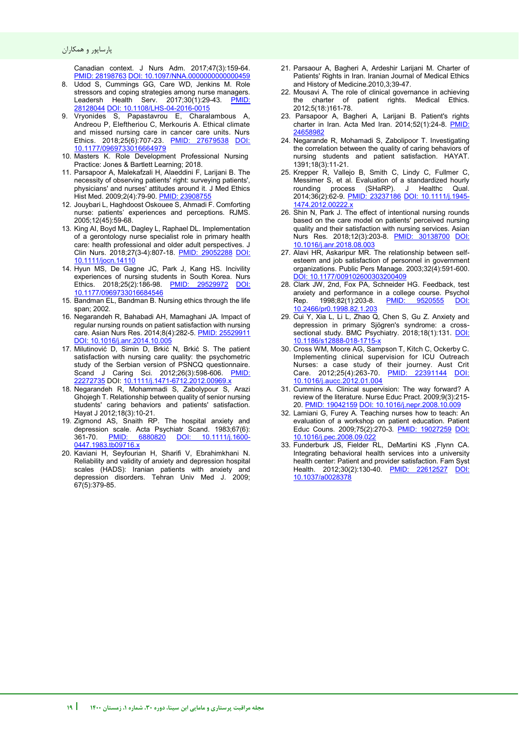Canadian context. J Nurs Adm. 2017;47(3):159-64. PMID: 28198763 DOI: 10.1097/NNA.0000000000000459

8. Udod S, Cummings GG, Care WD, Jenkins M. Role stressors and coping strategies among nurse managers. Leadersh Health Serv. 2017;30(1):29-43. PMID: 28128044 DOI: 10.1108/LHS-04-2016-0015
9. Vryonides S, Papastavrou E, Charalambous A, Andreou P, Eleftheriou C, Merkouris A. Ethical climate and missed nursing care in cancer care units. Nurs Ethics. 2018;25(6):707-23. PMID: 27679538 DOI: 10.1177/0969733016664979
10. Masters K. Role Development Professional Nursing Practice: Jones & Bartlett Learning; 2018.
11. Parsapoor A, Malekafzali H, Alaeddini F, Larijani B. The necessity of observing patients' right: surveying patients', physicians' and nurses' attitudes around it. J Med Ethics Hist Med. 2009;2(4):79-90. PMID: 23908755
12. Jouybari L, Haghdoost Oskouee S, Ahmadi F. Comforting nurse: patients' experiences and perceptions. RJMS. 2005;12(45):59-68.
13. King AI, Boyd ML, Dagley L, Raphael DL. Implementation of a gerontology nurse specialist role in primary health care: health professional and older adult perspectives. J Clin Nurs. 2018;27(3-4):807-18. PMID: 29052288 DOI: 10.1111/jocn.14110
14. Hyun MS, De Gagne JC, Park J, Kang HS. Incivility experiences of nursing students in South Korea. Nurs Ethics. 2018;25(2):186-98. PMID: 29529972 DOI: 10.1177/0969733016684546
15. Bandman EL, Bandman B. Nursing ethics through the life span; 2002.
16. Negarandeh R, Bahabadi AH, Mamaghani JA. Impact of regular nursing rounds on patient satisfaction with nursing care. Asian Nurs Res. 2014;8(4):282-5. PMID: 25529911 DOI: 10.1016/j.anr.2014.10.005
17. Milutinović D, Simin D, Brkić N, Brkić S. The patient satisfaction with nursing care quality: the psychometric study of the Serbian version of PSNCQ questionnaire. Scand J Caring Sci. 2012;26(3):598-606. PMID: 22272735 DOI: 10.1111/j.1471-6712.2012.00969.x
18. Negarandeh R, Mohammadi S, Zabolypour S, Arazi Ghojegh T. Relationship between quality of senior nursing students' caring behaviors and patients' satisfaction. Hayat J 2012;18(3):10-21.
19. Zigmond AS, Snaith RP. The hospital anxiety and depression scale. Acta Psychiatr Scand. 1983;67(6):361-70. PMID: 6880820 DOI: 10.1111/j.1600-0447.1983.tb09716.x
20. Kaviani H, Seyfourian H, Sharifi V, Ebrahimkhani N. Reliability and validity of anxiety and depression hospital scales (HADS): Iranian patients with anxiety and depression disorders. Tehran Univ Med J. 2009;67(5):379-85.
21. Parsaour A, Bagheri A, Ardeshir Larijani M. Charter of Patients' Rights in Iran. Iranian Journal of Medical Ethics and History of Medicine.2010,3;39-47.
22. Mousavi A. The role of clinical governance in achieving the charter of patient rights. Medical Ethics. 2012;5(18:)161-78.
23. Parsapoor A, Bagheri A, Larijani B. Patient's rights charter in Iran. Acta Med Iran. 2014;52(1):24-8. PMID: 24658982
24. Negarande R, Mohamadi S, Zabolipoor T. Investigating the correlation between the quality of caring behaviors of nursing students and patient satisfaction. HAYAT. 1391;18(3):11-21.
25. Krepper R, Vallejo B, Smith C, Lindy C, Fullmer C, Messimer S, et al. Evaluation of a standardized hourly rounding process (SHaRP). J Healthc Qual. 2014;36(2):62-9. PMID: 23237186 DOI: 10.1111/j.1945-1474.2012.00222.x
26. Shin N, Park J. The effect of intentional nursing rounds based on the care model on patients' perceived nursing quality and their satisfaction with nursing services. Asian Nurs Res. 2018;12(3):203-8. PMID: 30138700 DOI: 10.1016/j.anr.2018.08.003
27. Alavi HR, Askaripur MR. The relationship between self-esteem and job satisfaction of personnel in government organizations. Public Pers Manage. 2003;32(4):591-600. DOI: 10.1177/009102600303200409
28. Clark JW, 2nd, Fox PA, Schneider HG. Feedback, test anxiety and performance in a college course. Psychol Rep. 1998;82(1):203-8. PMID: 9520555 DOI: 10.2466/pr0.1998.82.1.203
29. Cui Y, Xia L, Li L, Zhao Q, Chen S, Gu Z. Anxiety and depression in primary Sjögren's syndrome: a cross-sectional study. BMC Psychiatry. 2018;18(1):131. DOI: 10.1186/s12888-018-1715-x
30. Cross WM, Moore AG, Sampson T, Kitch C, Ockerby C. Implementing clinical supervision for ICU Outreach Nurses: a case study of their journey. Aust Crit Care. 2012;25(4):263-70. PMID: 22391144 DOI: 10.1016/j.aucc.2012.01.004
31. Cummins A. Clinical supervision: The way forward? A review of the literature. Nurse Educ Pract. 2009;9(3):215-20. PMID: 19042159 DOI: 10.1016/j.nepr.2008.10.009
32. Lamiani G, Furey A. Teaching nurses how to teach: An evaluation of a workshop on patient education. Patient Educ Couns. 2009;75(2):270-3. PMID: 19027259 DOI: 10.1016/j.pec.2008.09.022
33. Funderburk JS, Fielder RL, DeMartini KS ,Flynn CA. Integrating behavioral health services into a university health center: Patient and provider satisfaction. Fam Syst Health. 2012;30(2):130-40. PMID: 22612527 DOI: 10.1037/a0028378